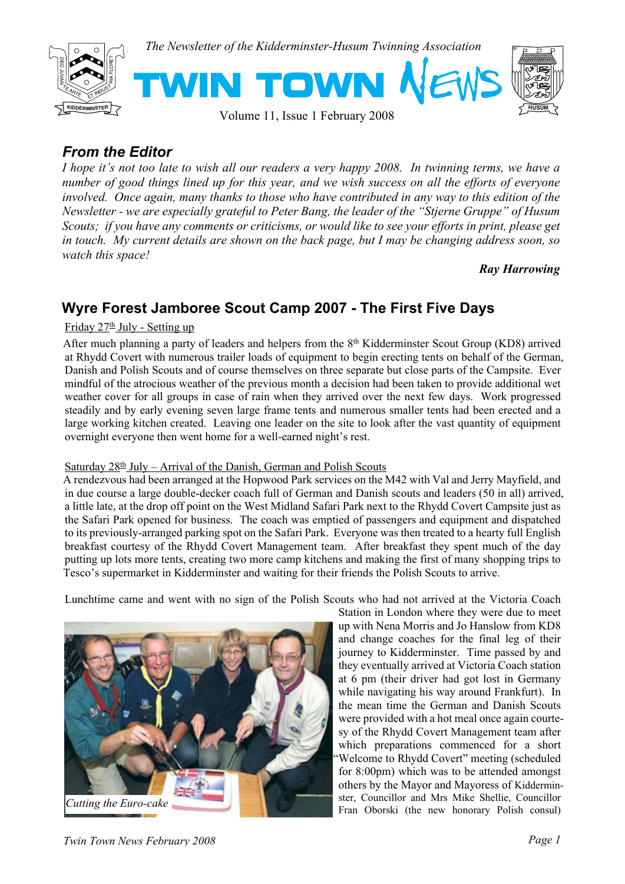The Newsletter of the Kidderminster-Husum Twinning Association

# TWIN TOWN NEWS

Volume 11, Issue 1 February 2008

## From the Editor

*I hope it's not too late to wish all our readers a very happy 2008. In twinning terms, we have a number of good things lined up for this year, and we wish success on all the efforts of everyone involved. Once again, many thanks to those who have contributed in any way to this edition of the Newsletter - we are especially grateful to Peter Bang, the leader of the "Stjerne Gruppe" of Husum Scouts; if you have any comments or criticisms, or would like to see your efforts in print, please get in touch. My current details are shown on the back page, but I may be changing address soon, so watch this space!*

***Ray Harrowing***

## Wyre Forest Jamboree Scout Camp 2007 - The First Five Days

Friday 27th July - Setting up

After much planning a party of leaders and helpers from the 8th Kidderminster Scout Group (KD8) arrived at Rhydd Covert with numerous trailer loads of equipment to begin erecting tents on behalf of the German, Danish and Polish Scouts and of course themselves on three separate but close parts of the Campsite. Ever mindful of the atrocious weather of the previous month a decision had been taken to provide additional wet weather cover for all groups in case of rain when they arrived over the next few days. Work progressed steadily and by early evening seven large frame tents and numerous smaller tents had been erected and a large working kitchen created. Leaving one leader on the site to look after the vast quantity of equipment overnight everyone then went home for a well-earned night's rest.

Saturday 28th July – Arrival of the Danish, German and Polish Scouts

A rendezvous had been arranged at the Hopwood Park services on the M42 with Val and Jerry Mayfield, and in due course a large double-decker coach full of German and Danish scouts and leaders (50 in all) arrived, a little late, at the drop off point on the West Midland Safari Park next to the Rhydd Covert Campsite just as the Safari Park opened for business. The coach was emptied of passengers and equipment and dispatched to its previously-arranged parking spot on the Safari Park. Everyone was then treated to a hearty full English breakfast courtesy of the Rhydd Covert Management team. After breakfast they spent much of the day putting up lots more tents, creating two more camp kitchens and making the first of many shopping trips to Tesco's supermarket in Kidderminster and waiting for their friends the Polish Scouts to arrive.

Lunchtime came and went with no sign of the Polish Scouts who had not arrived at the Victoria Coach Station in London where they were due to meet up with Nena Morris and Jo Hanslow from KD8 and change coaches for the final leg of their journey to Kidderminster. Time passed by and they eventually arrived at Victoria Coach station at 6 pm (their driver had got lost in Germany while navigating his way around Frankfurt). In the mean time the German and Danish Scouts were provided with a hot meal once again courtesy of the Rhydd Covert Management team after which preparations commenced for a short "Welcome to Rhydd Covert" meeting (scheduled for 8:00pm) which was to be attended amongst others by the Mayor and Mayoress of Kidderminster, Councillor and Mrs Mike Shellie, Councillor Fran Oborski (the new honorary Polish consul)

*Cutting the Euro-cake*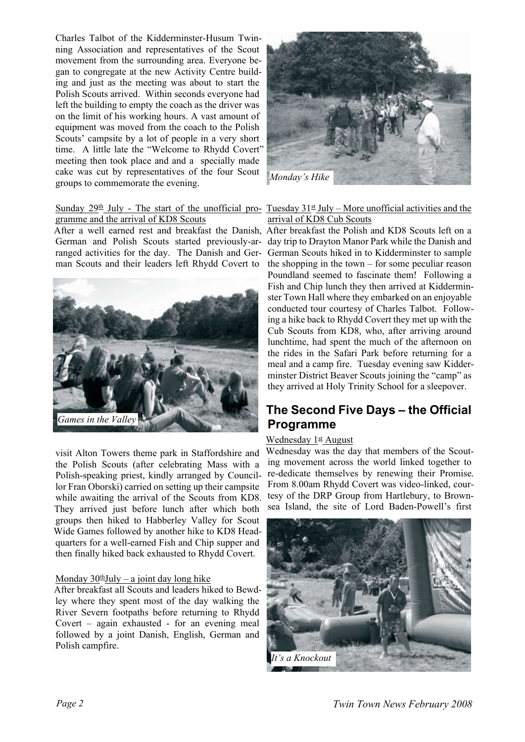Charles Talbot of the Kidderminster-Husum Twinning Association and representatives of the Scout movement from the surrounding area. Everyone began to congregate at the new Activity Centre building and just as the meeting was about to start the Polish Scouts arrived. Within seconds everyone had left the building to empty the coach as the driver was on the limit of his working hours. A vast amount of equipment was moved from the coach to the Polish Scouts' campsite by a lot of people in a very short time. A little late the "Welcome to Rhydd Covert" meeting then took place and and a specially made cake was cut by representatives of the four Scout groups to commemorate the evening.

*Monday's Hike*

Sunday 29th July - The start of the unofficial programme and the arrival of KD8 Scouts

After a well earned rest and breakfast the Danish, German and Polish Scouts started previously-arranged activities for the day. The Danish and German Scouts and their leaders left Rhydd Covert to visit Alton Towers theme park in Staffordshire and the Polish Scouts (after celebrating Mass with a Polish-speaking priest, kindly arranged by Councillor Fran Oborski) carried on setting up their campsite while awaiting the arrival of the Scouts from KD8. They arrived just before lunch after which both groups then hiked to Habberley Valley for Scout Wide Games followed by another hike to KD8 Headquarters for a well-earned Fish and Chip supper and then finally hiked back exhausted to Rhydd Covert.

*Games in the Valley*

Monday 30th July – a joint day long hike

After breakfast all Scouts and leaders hiked to Bewdley where they spent most of the day walking the River Severn footpaths before returning to Rhydd Covert – again exhausted - for an evening meal followed by a joint Danish, English, German and Polish campfire.

Tuesday 31st July – More unofficial activities and the arrival of KD8 Cub Scouts

After breakfast the Polish and KD8 Scouts left on a day trip to Drayton Manor Park while the Danish and German Scouts hiked in to Kidderminster to sample the shopping in the town – for some peculiar reason Poundland seemed to fascinate them! Following a Fish and Chip lunch they then arrived at Kidderminster Town Hall where they embarked on an enjoyable conducted tour courtesy of Charles Talbot. Following a hike back to Rhydd Covert they met up with the Cub Scouts from KD8, who, after arriving around lunchtime, had spent the much of the afternoon on the rides in the Safari Park before returning for a meal and a camp fire. Tuesday evening saw Kidderminster District Beaver Scouts joining the "camp" as they arrived at Holy Trinity School for a sleepover.

## The Second Five Days – the Official Programme

Wednesday 1st August

Wednesday was the day that members of the Scouting movement across the world linked together to re-dedicate themselves by renewing their Promise. From 8.00am Rhydd Covert was video-linked, courtesy of the DRP Group from Hartlebury, to Brownsea Island, the site of Lord Baden-Powell's first

*It's a Knockout*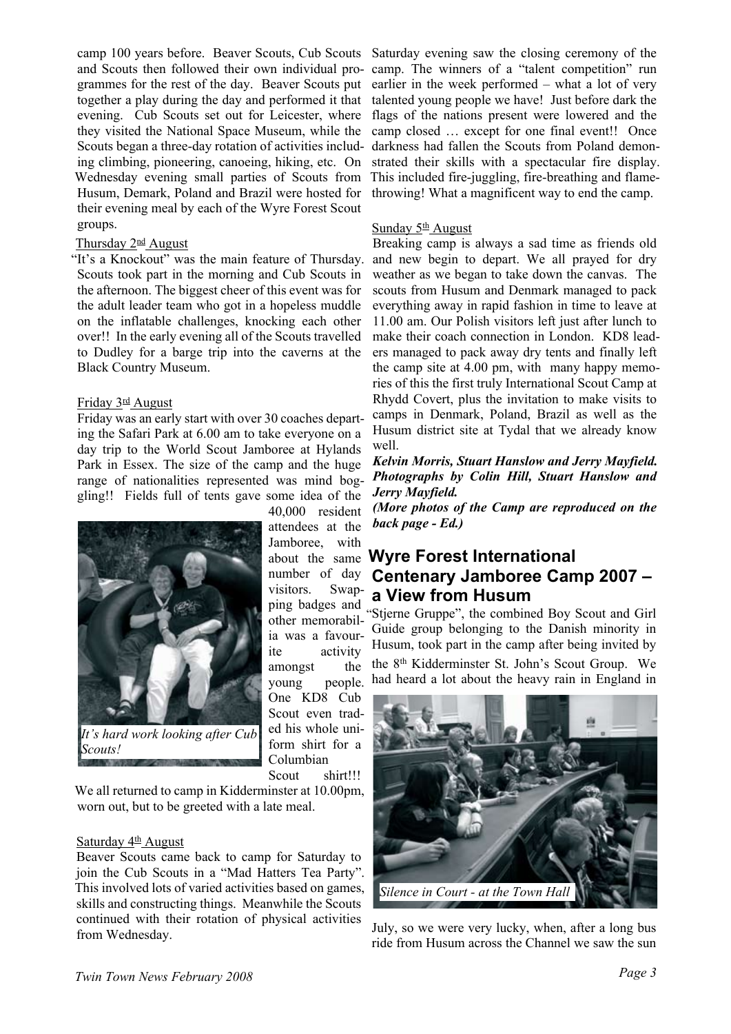camp 100 years before. Beaver Scouts, Cub Scouts and Scouts then followed their own individual programmes for the rest of the day. Beaver Scouts put together a play during the day and performed it that evening. Cub Scouts set out for Leicester, where they visited the National Space Museum, while the Scouts began a three-day rotation of activities including climbing, pioneering, canoeing, hiking, etc. On Wednesday evening small parties of Scouts from Husum, Demark, Poland and Brazil were hosted for their evening meal by each of the Wyre Forest Scout groups.

Thursday 2nd August

"It's a Knockout" was the main feature of Thursday. Scouts took part in the morning and Cub Scouts in the afternoon. The biggest cheer of this event was for the adult leader team who got in a hopeless muddle on the inflatable challenges, knocking each other over!! In the early evening all of the Scouts travelled to Dudley for a barge trip into the caverns at the Black Country Museum.

Friday 3rd August

Friday was an early start with over 30 coaches departing the Safari Park at 6.00 am to take everyone on a day trip to the World Scout Jamboree at Hylands Park in Essex. The size of the camp and the huge range of nationalities represented was mind boggling!! Fields full of tents gave some idea of the 40,000 resident attendees at the Jamboree, with about the same number of day visitors. Swapping badges and other memorabilia was a favourite activity amongst the young people. One KD8 Cub Scout even traded his whole uniform shirt for a Columbian Scout shirt!!!

*It's hard work looking after Cub Scouts!*

We all returned to camp in Kidderminster at 10.00pm, worn out, but to be greeted with a late meal.

Saturday 4th August

Beaver Scouts came back to camp for Saturday to join the Cub Scouts in a "Mad Hatters Tea Party". This involved lots of varied activities based on games, skills and constructing things. Meanwhile the Scouts continued with their rotation of physical activities from Wednesday.

Saturday evening saw the closing ceremony of the camp. The winners of a "talent competition" run earlier in the week performed – what a lot of very talented young people we have! Just before dark the flags of the nations present were lowered and the camp closed … except for one final event!! Once darkness had fallen the Scouts from Poland demonstrated their skills with a spectacular fire display. This included fire-juggling, fire-breathing and flame-throwing! What a magnificent way to end the camp.

Sunday 5th August

Breaking camp is always a sad time as friends old and new begin to depart. We all prayed for dry weather as we began to take down the canvas. The scouts from Husum and Denmark managed to pack everything away in rapid fashion in time to leave at 11.00 am. Our Polish visitors left just after lunch to make their coach connection in London. KD8 leaders managed to pack away dry tents and finally left the camp site at 4.00 pm, with many happy memories of this the first truly International Scout Camp at Rhydd Covert, plus the invitation to make visits to camps in Denmark, Poland, Brazil as well as the Husum district site at Tydal that we already know well.

***Kelvin Morris, Stuart Hanslow and Jerry Mayfield. Photographs by Colin Hill, Stuart Hanslow and Jerry Mayfield.***

***(More photos of the Camp are reproduced on the back page - Ed.)***

## Wyre Forest International Centenary Jamboree Camp 2007 – a View from Husum

"Stjerne Gruppe", the combined Boy Scout and Girl Guide group belonging to the Danish minority in Husum, took part in the camp after being invited by the 8th Kidderminster St. John's Scout Group. We had heard a lot about the heavy rain in England in July, so we were very lucky, when, after a long bus ride from Husum across the Channel we saw the sun

*Silence in Court - at the Town Hall*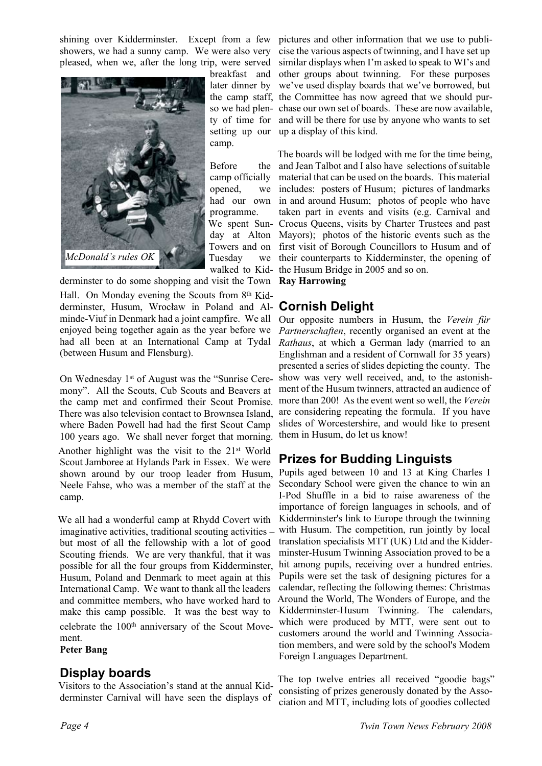shining over Kidderminster. Except from a few showers, we had a sunny camp. We were also very pleased, when we, after the long trip, were served breakfast and later dinner by the camp staff, so we had plenty of time for setting up our camp.

*McDonald's rules OK*

Before the camp officially opened, we had our own programme. We spent Sunday at Alton Towers and on Tuesday we walked to Kidderminster to do some shopping and visit the Town Hall. On Monday evening the Scouts from 8th Kidderminster, Husum, Wrocław in Poland and Alminde-Viuf in Denmark had a joint campfire. We all enjoyed being together again as the year before we had all been at an International Camp at Tydal (between Husum and Flensburg).

On Wednesday 1st of August was the "Sunrise Ceremony". All the Scouts, Cub Scouts and Beavers at the camp met and confirmed their Scout Promise. There was also television contact to Brownsea Island, where Baden Powell had had the first Scout Camp 100 years ago. We shall never forget that morning. Another highlight was the visit to the 21st World Scout Jamboree at Hylands Park in Essex. We were shown around by our troop leader from Husum, Neele Fahse, who was a member of the staff at the camp.

We all had a wonderful camp at Rhydd Covert with imaginative activities, traditional scouting activities – but most of all the fellowship with a lot of good Scouting friends. We are very thankful, that it was possible for all the four groups from Kidderminster, Husum, Poland and Denmark to meet again at this International Camp. We want to thank all the leaders and committee members, who have worked hard to make this camp possible. It was the best way to celebrate the 100th anniversary of the Scout Movement.

**Peter Bang**

## Display boards

Visitors to the Association's stand at the annual Kidderminster Carnival will have seen the displays of pictures and other information that we use to publicise the various aspects of twinning, and I have set up similar displays when I'm asked to speak to WI's and other groups about twinning. For these purposes we've used display boards that we've borrowed, but the Committee has now agreed that we should purchase our own set of boards. These are now available, and will be there for use by anyone who wants to set up a display of this kind.

The boards will be lodged with me for the time being, and Jean Talbot and I also have selections of suitable material that can be used on the boards. This material includes: posters of Husum; pictures of landmarks in and around Husum; photos of people who have taken part in events and visits (e.g. Carnival and Crocus Queens, visits by Charter Trustees and past Mayors); photos of the historic events such as the first visit of Borough Councillors to Husum and of their counterparts to Kidderminster, the opening of the Husum Bridge in 2005 and so on.

**Ray Harrowing**

## Cornish Delight

Our opposite numbers in Husum, the *Verein für Partnerschaften*, recently organised an event at the *Rathaus*, at which a German lady (married to an Englishman and a resident of Cornwall for 35 years) presented a series of slides depicting the county. The show was very well received, and, to the astonishment of the Husum twinners, attracted an audience of more than 200! As the event went so well, the *Verein* are considering repeating the formula. If you have slides of Worcestershire, and would like to present them in Husum, do let us know!

## Prizes for Budding Linguists

Pupils aged between 10 and 13 at King Charles I Secondary School were given the chance to win an I-Pod Shuffle in a bid to raise awareness of the importance of foreign languages in schools, and of Kidderminster's link to Europe through the twinning with Husum. The competition, run jointly by local translation specialists MTT (UK) Ltd and the Kidderminster-Husum Twinning Association proved to be a hit among pupils, receiving over a hundred entries. Pupils were set the task of designing pictures for a calendar, reflecting the following themes: Christmas Around the World, The Wonders of Europe, and the Kidderminster-Husum Twinning. The calendars, which were produced by MTT, were sent out to customers around the world and Twinning Association members, and were sold by the school's Modem Foreign Languages Department.

The top twelve entries all received "goodie bags" consisting of prizes generously donated by the Association and MTT, including lots of goodies collected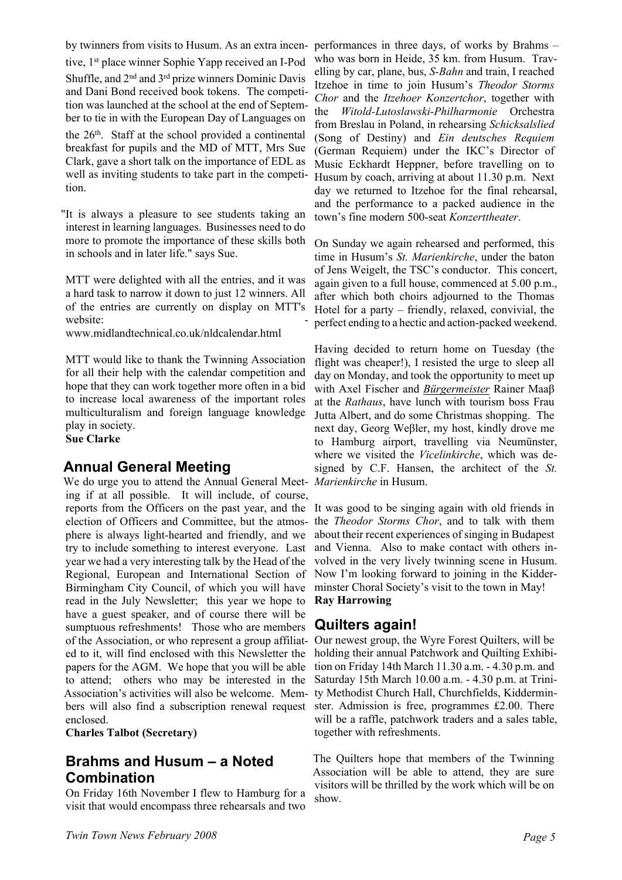by twinners from visits to Husum. As an extra incentive, 1st place winner Sophie Yapp received an I-Pod Shuffle, and 2nd and 3rd prize winners Dominic Davis and Dani Bond received book tokens. The competition was launched at the school at the end of September to tie in with the European Day of Languages on the 26th. Staff at the school provided a continental breakfast for pupils and the MD of MTT, Mrs Sue Clark, gave a short talk on the importance of EDL as well as inviting students to take part in the competition.

"It is always a pleasure to see students taking an interest in learning languages. Businesses need to do more to promote the importance of these skills both in schools and in later life." says Sue.

MTT were delighted with all the entries, and it was a hard task to narrow it down to just 12 winners. All of the entries are currently on display on MTT's website: www.midlandtechnical.co.uk/nldcalendar.html

MTT would like to thank the Twinning Association for all their help with the calendar competition and hope that they can work together more often in a bid to increase local awareness of the important roles multiculturalism and foreign language knowledge play in society.

**Sue Clarke**

## Annual General Meeting

We do urge you to attend the Annual General Meeting if at all possible. It will include, of course, reports from the Officers on the past year, and the election of Officers and Committee, but the atmosphere is always light-hearted and friendly, and we try to include something to interest everyone. Last year we had a very interesting talk by the Head of the Regional, European and International Section of Birmingham City Council, of which you will have read in the July Newsletter; this year we hope to have a guest speaker, and of course there will be sumptuous refreshments! Those who are members of the Association, or who represent a group affiliated to it, will find enclosed with this Newsletter the papers for the AGM. We hope that you will be able to attend; others who may be interested in the Association's activities will also be welcome. Members will also find a subscription renewal request enclosed.

**Charles Talbot (Secretary)**

## Brahms and Husum – a Noted Combination

On Friday 16th November I flew to Hamburg for a visit that would encompass three rehearsals and two performances in three days, of works by Brahms – who was born in Heide, 35 km. from Husum. Travelling by car, plane, bus, *S-Bahn* and train, I reached Itzehoe in time to join Husum's *Theodor Storms Chor* and the *Itzehoer Konzertchor*, together with the *Witold-Lutoslawski-Philharmonie* Orchestra from Breslau in Poland, in rehearsing *Schicksalslied* (Song of Destiny) and *Ein deutsches Requiem* (German Requiem) under the IKC's Director of Music Eckhardt Heppner, before travelling on to Husum by coach, arriving at about 11.30 p.m. Next day we returned to Itzehoe for the final rehearsal, and the performance to a packed audience in the town's fine modern 500-seat *Konzerttheater*.

On Sunday we again rehearsed and performed, this time in Husum's *St. Marienkirche*, under the baton of Jens Weigelt, the TSC's conductor. This concert, again given to a full house, commenced at 5.00 p.m., after which both choirs adjourned to the Thomas Hotel for a party – friendly, relaxed, convivial, the perfect ending to a hectic and action-packed weekend.

Having decided to return home on Tuesday (the flight was cheaper!), I resisted the urge to sleep all day on Monday, and took the opportunity to meet up with Axel Fischer and *Bürgermeister* Rainer Maaβ at the *Rathaus*, have lunch with tourism boss Frau Jutta Albert, and do some Christmas shopping. The next day, Georg Weβler, my host, kindly drove me to Hamburg airport, travelling via Neumünster, where we visited the *Vicelinkirche*, which was designed by C.F. Hansen, the architect of the *St. Marienkirche* in Husum.

It was good to be singing again with old friends in the *Theodor Storms Chor*, and to talk with them about their recent experiences of singing in Budapest and Vienna. Also to make contact with others involved in the very lively twinning scene in Husum. Now I'm looking forward to joining in the Kidderminster Choral Society's visit to the town in May!

**Ray Harrowing**

## Quilters again!

Our newest group, the Wyre Forest Quilters, will be holding their annual Patchwork and Quilting Exhibition on Friday 14th March 11.30 a.m. - 4.30 p.m. and Saturday 15th March 10.00 a.m. - 4.30 p.m. at Trinity Methodist Church Hall, Churchfields, Kidderminster. Admission is free, programmes £2.00. There will be a raffle, patchwork traders and a sales table, together with refreshments.

The Quilters hope that members of the Twinning Association will be able to attend, they are sure visitors will be thrilled by the work which will be on show.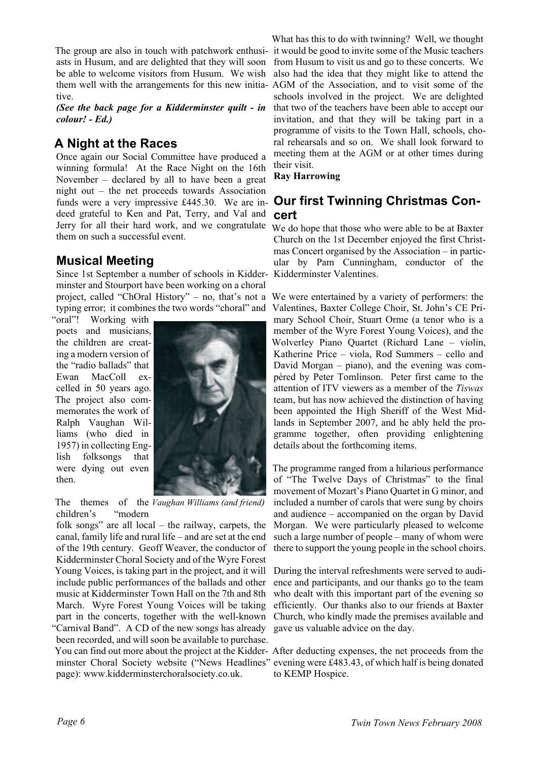The group are also in touch with patchwork enthusiasts in Husum, and are delighted that they will soon be able to welcome visitors from Husum. We wish them well with the arrangements for this new initiative.

***(See the back page for a Kidderminster quilt - in colour! - Ed.)***

## A Night at the Races

Once again our Social Committee have produced a winning formula! At the Race Night on the 16th November – declared by all to have been a great night out – the net proceeds towards Association funds were a very impressive £445.30. We are indeed grateful to Ken and Pat, Terry, and Val and Jerry for all their hard work, and we congratulate them on such a successful event.

## Musical Meeting

Since 1st September a number of schools in Kidderminster and Stourport have been working on a choral project, called "ChOral History" – no, that's not a typing error; it combines the two words "choral" and "oral"! Working with poets and musicians, the children are creating a modern version of the "radio ballads" that Ewan MacColl excelled in 50 years ago. The project also commemorates the work of Ralph Vaughan Williams (who died in 1957) in collecting English folksongs that were dying out even then.

*Vaughan Williams (and friend)*

The themes of the children's "modern folk songs" are all local – the railway, carpets, the canal, family life and rural life – and are set at the end of the 19th century. Geoff Weaver, the conductor of Kidderminster Choral Society and of the Wyre Forest Young Voices, is taking part in the project, and it will include public performances of the ballads and other music at Kidderminster Town Hall on the 7th and 8th March. Wyre Forest Young Voices will be taking part in the concerts, together with the well-known "Carnival Band". A CD of the new songs has already been recorded, and will soon be available to purchase.

You can find out more about the project at the Kidderminster Choral Society website ("News Headlines" page): www.kidderminsterchoralsociety.co.uk.

What has this to do with twinning? Well, we thought it would be good to invite some of the Music teachers from Husum to visit us and go to these concerts. We also had the idea that they might like to attend the AGM of the Association, and to visit some of the schools involved in the project. We are delighted that two of the teachers have been able to accept our invitation, and that they will be taking part in a programme of visits to the Town Hall, schools, choral rehearsals and so on. We shall look forward to meeting them at the AGM or at other times during their visit.

**Ray Harrowing**

## Our first Twinning Christmas Concert

We do hope that those who were able to be at Baxter Church on the 1st December enjoyed the first Christmas Concert organised by the Association – in particular by Pam Cunningham, conductor of the Kidderminster Valentines.

We were entertained by a variety of performers: the Valentines, Baxter College Choir, St. John's CE Primary School Choir, Stuart Orme (a tenor who is a member of the Wyre Forest Young Voices), and the Wolverley Piano Quartet (Richard Lane – violin, Katherine Price – viola, Rod Summers – cello and David Morgan – piano), and the evening was compèred by Peter Tomlinson. Peter first came to the attention of ITV viewers as a member of the *Tiswas* team, but has now achieved the distinction of having been appointed the High Sheriff of the West Midlands in September 2007, and he ably held the programme together, often providing enlightening details about the forthcoming items.

The programme ranged from a hilarious performance of "The Twelve Days of Christmas" to the final movement of Mozart's Piano Quartet in G minor, and included a number of carols that were sung by choirs and audience – accompanied on the organ by David Morgan. We were particularly pleased to welcome such a large number of people – many of whom were there to support the young people in the school choirs.

During the interval refreshments were served to audience and participants, and our thanks go to the team who dealt with this important part of the evening so efficiently. Our thanks also to our friends at Baxter Church, who kindly made the premises available and gave us valuable advice on the day.

After deducting expenses, the net proceeds from the evening were £483.43, of which half is being donated to KEMP Hospice.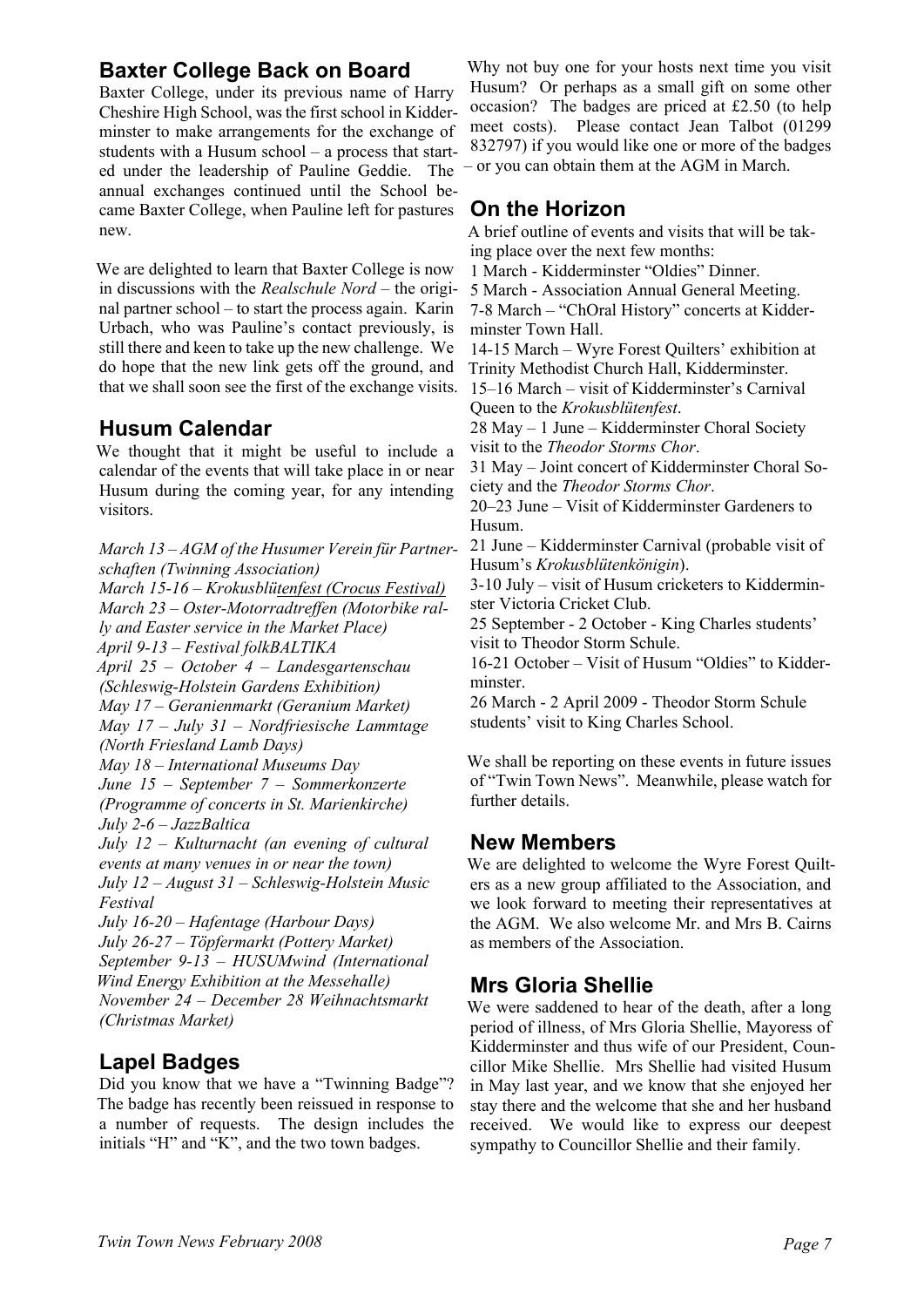## Baxter College Back on Board

Baxter College, under its previous name of Harry Cheshire High School, was the first school in Kidderminster to make arrangements for the exchange of students with a Husum school – a process that started under the leadership of Pauline Geddie. The annual exchanges continued until the School became Baxter College, when Pauline left for pastures new.

We are delighted to learn that Baxter College is now in discussions with the *Realschule Nord* – the original partner school – to start the process again. Karin Urbach, who was Pauline's contact previously, is still there and keen to take up the new challenge. We do hope that the new link gets off the ground, and that we shall soon see the first of the exchange visits.

## Husum Calendar

We thought that it might be useful to include a calendar of the events that will take place in or near Husum during the coming year, for any intending visitors.

*March 13 – AGM of the Husumer Verein für Partnerschaften (Twinning Association)*
*March 15-16 – Krokusblütenfest (Crocus Festival)*
*March 23 – Oster-Motorradtreffen (Motorbike rally and Easter service in the Market Place)*
*April 9-13 – Festival folkBALTIKA*
*April 25 – October 4 – Landesgartenschau (Schleswig-Holstein Gardens Exhibition)*
*May 17 – Geranienmarkt (Geranium Market)*
*May 17 – July 31 – Nordfriesische Lammtage (North Friesland Lamb Days)*
*May 18 – International Museums Day*
*June 15 – September 7 – Sommerkonzerte (Programme of concerts in St. Marienkirche)*
*July 2-6 – JazzBaltica*
*July 12 – Kulturnacht (an evening of cultural events at many venues in or near the town)*
*July 12 – August 31 – Schleswig-Holstein Music Festival*
*July 16-20 – Hafentage (Harbour Days)*
*July 26-27 – Töpfermarkt (Pottery Market)*
*September 9-13 – HUSUMwind (International Wind Energy Exhibition at the Messehalle)*
*November 24 – December 28 Weihnachtsmarkt (Christmas Market)*

## Lapel Badges

Did you know that we have a "Twinning Badge"? The badge has recently been reissued in response to a number of requests. The design includes the initials "H" and "K", and the two town badges.

Why not buy one for your hosts next time you visit Husum? Or perhaps as a small gift on some other occasion? The badges are priced at £2.50 (to help meet costs). Please contact Jean Talbot (01299 832797) if you would like one or more of the badges – or you can obtain them at the AGM in March.

## On the Horizon

A brief outline of events and visits that will be taking place over the next few months:

1 March - Kidderminster "Oldies" Dinner.
5 March - Association Annual General Meeting.
7-8 March – "ChOral History" concerts at Kidderminster Town Hall.
14-15 March – Wyre Forest Quilters' exhibition at Trinity Methodist Church Hall, Kidderminster.
15–16 March – visit of Kidderminster's Carnival Queen to the *Krokusblütenfest*.
28 May – 1 June – Kidderminster Choral Society visit to the *Theodor Storms Chor*.
31 May – Joint concert of Kidderminster Choral Society and the *Theodor Storms Chor*.
20–23 June – Visit of Kidderminster Gardeners to Husum.
21 June – Kidderminster Carnival (probable visit of Husum's *Krokusblütenkönigin*).
3-10 July – visit of Husum cricketers to Kidderminster Victoria Cricket Club.
25 September - 2 October - King Charles students' visit to Theodor Storm Schule.
16-21 October – Visit of Husum "Oldies" to Kidderminster.
26 March - 2 April 2009 - Theodor Storm Schule students' visit to King Charles School.

We shall be reporting on these events in future issues of "Twin Town News". Meanwhile, please watch for further details.

## New Members

We are delighted to welcome the Wyre Forest Quilters as a new group affiliated to the Association, and we look forward to meeting their representatives at the AGM. We also welcome Mr. and Mrs B. Cairns as members of the Association.

## Mrs Gloria Shellie

We were saddened to hear of the death, after a long period of illness, of Mrs Gloria Shellie, Mayoress of Kidderminster and thus wife of our President, Councillor Mike Shellie. Mrs Shellie had visited Husum in May last year, and we know that she enjoyed her stay there and the welcome that she and her husband received. We would like to express our deepest sympathy to Councillor Shellie and their family.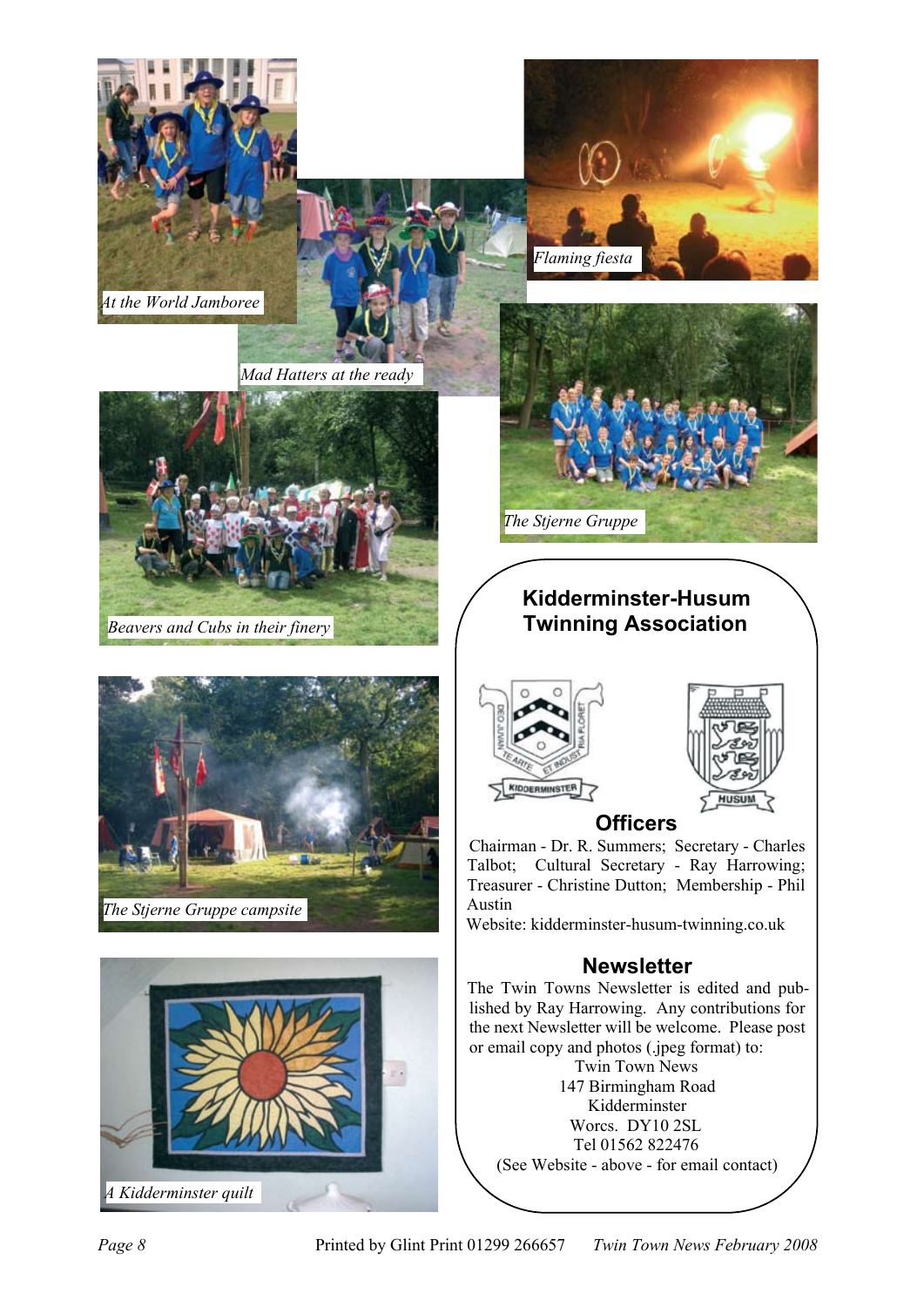At the World Jamboree

Mad Hatters at the ready

Flaming fiesta

The Stjerne Gruppe

Beavers and Cubs in their finery

The Stjerne Gruppe campsite

A Kidderminster quilt

## Kidderminster-Husum Twinning Association

KIDDERMINSTER

HUSUM

### Officers

Chairman - Dr. R. Summers; Secretary - Charles Talbot; Cultural Secretary - Ray Harrowing; Treasurer - Christine Dutton; Membership - Phil Austin

Website: kidderminster-husum-twinning.co.uk

### Newsletter

The Twin Towns Newsletter is edited and published by Ray Harrowing. Any contributions for the next Newsletter will be welcome. Please post or email copy and photos (.jpeg format) to:

Twin Town News
147 Birmingham Road
Kidderminster
Worcs. DY10 2SL
Tel 01562 822476
(See Website - above - for email contact)

Printed by Glint Print 01299 266657